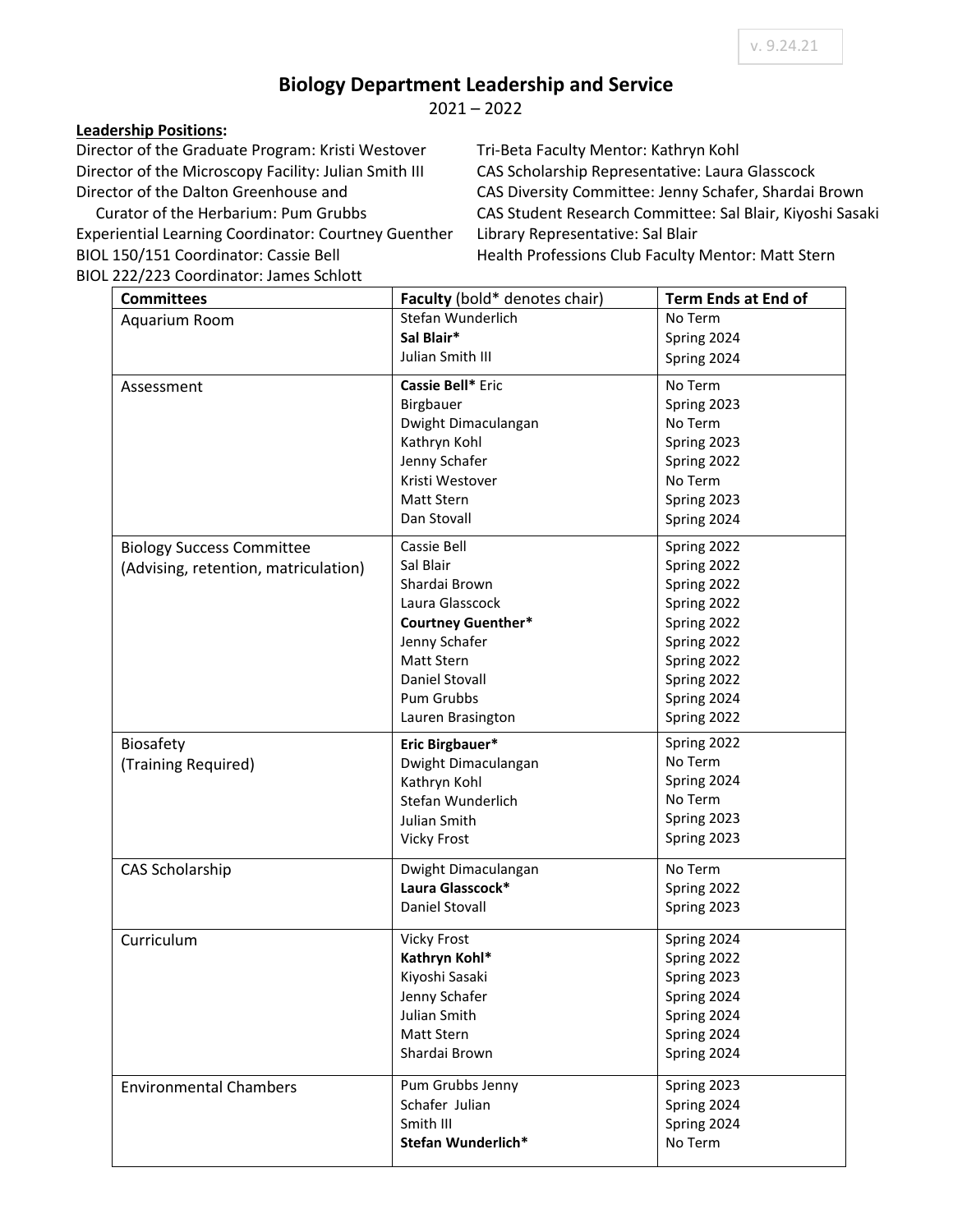v. 9.24.21

# Biology Department Leadership and Service

2021 – 2022

**Leadership Positions:**

Director of the Graduate Program: Kristi Westover
Director of the Microscopy Facility: Julian Smith III
Director of the Dalton Greenhouse and Curator of the Herbarium: Pum Grubbs
Experiential Learning Coordinator: Courtney Guenther
BIOL 150/151 Coordinator: Cassie Bell
BIOL 222/223 Coordinator: James Schlott
Tri-Beta Faculty Mentor: Kathryn Kohl
CAS Scholarship Representative: Laura Glasscock
CAS Diversity Committee: Jenny Schafer, Shardai Brown
CAS Student Research Committee: Sal Blair, Kiyoshi Sasaki
Library Representative: Sal Blair
Health Professions Club Faculty Mentor: Matt Stern

| Committees | Faculty (bold* denotes chair) | Term Ends at End of |
|---|---|---|
| Aquarium Room | Stefan Wunderlich | No Term |
| | **Sal Blair*** | Spring 2024 |
| | Julian Smith III | Spring 2024 |
| Assessment | **Cassie Bell*** | No Term |
| | Eric Birgbauer | Spring 2023 |
| | Dwight Dimaculangan | No Term |
| | Kathryn Kohl | Spring 2023 |
| | Jenny Schafer | Spring 2022 |
| | Kristi Westover | No Term |
| | Matt Stern | Spring 2023 |
| | Dan Stovall | Spring 2024 |
| Biology Success Committee (Advising, retention, matriculation) | Cassie Bell | Spring 2022 |
| | Sal Blair | Spring 2022 |
| | Shardai Brown | Spring 2022 |
| | Laura Glasscock | Spring 2022 |
| | **Courtney Guenther*** | Spring 2022 |
| | Jenny Schafer | Spring 2022 |
| | Matt Stern | Spring 2022 |
| | Daniel Stovall | Spring 2022 |
| | Pum Grubbs | Spring 2024 |
| | Lauren Brasington | Spring 2022 |
| Biosafety (Training Required) | **Eric Birgbauer*** | Spring 2022 |
| | Dwight Dimaculangan | No Term |
| | Kathryn Kohl | Spring 2024 |
| | Stefan Wunderlich | No Term |
| | Julian Smith | Spring 2023 |
| | Vicky Frost | Spring 2023 |
| CAS Scholarship | Dwight Dimaculangan | No Term |
| | **Laura Glasscock*** | Spring 2022 |
| | Daniel Stovall | Spring 2023 |
| Curriculum | Vicky Frost | Spring 2024 |
| | **Kathryn Kohl*** | Spring 2022 |
| | Kiyoshi Sasaki | Spring 2023 |
| | Jenny Schafer | Spring 2024 |
| | Julian Smith | Spring 2024 |
| | Matt Stern | Spring 2024 |
| | Shardai Brown | Spring 2024 |
| Environmental Chambers | Pum Grubbs | Spring 2023 |
| | Jenny Schafer | Spring 2024 |
| | Julian Smith III | Spring 2024 |
| | **Stefan Wunderlich*** | No Term |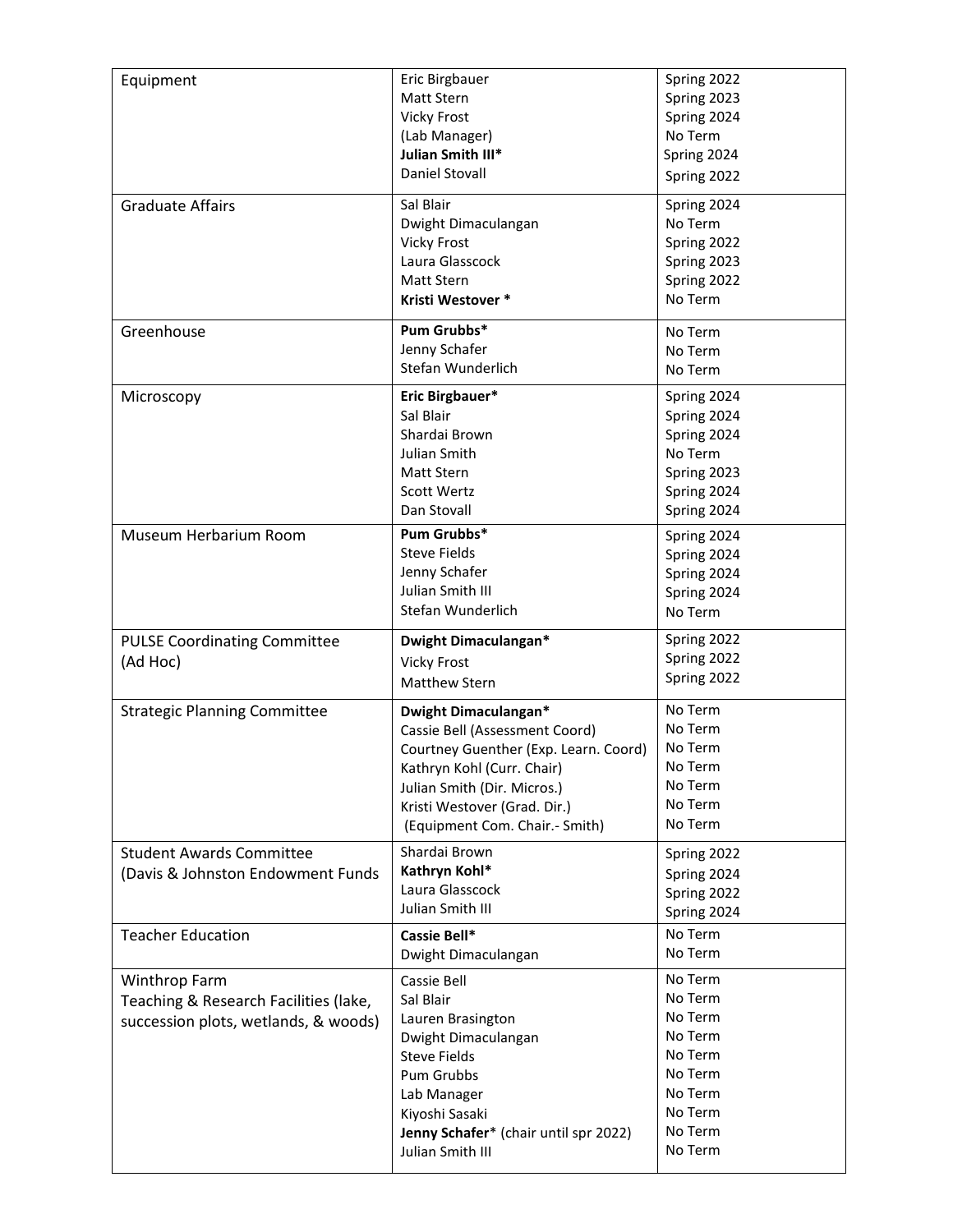| | | |
|---|---|---|
| Equipment | Eric Birgbauer<br>Matt Stern<br>Vicky Frost<br>(Lab Manager)<br>**Julian Smith III***<br>Daniel Stovall | Spring 2022<br>Spring 2023<br>Spring 2024<br>No Term<br>Spring 2024<br>Spring 2022 |
| Graduate Affairs | Sal Blair<br>Dwight Dimaculangan<br>Vicky Frost<br>Laura Glasscock<br>Matt Stern<br>**Kristi Westover *** | Spring 2024<br>No Term<br>Spring 2022<br>Spring 2023<br>Spring 2022<br>No Term |
| Greenhouse | **Pum Grubbs***<br>Jenny Schafer<br>Stefan Wunderlich | No Term<br>No Term<br>No Term |
| Microscopy | **Eric Birgbauer***<br>Sal Blair<br>Shardai Brown<br>Julian Smith<br>Matt Stern<br>Scott Wertz<br>Dan Stovall | Spring 2024<br>Spring 2024<br>Spring 2024<br>No Term<br>Spring 2023<br>Spring 2024<br>Spring 2024 |
| Museum Herbarium Room | **Pum Grubbs***<br>Steve Fields<br>Jenny Schafer<br>Julian Smith III<br>Stefan Wunderlich | Spring 2024<br>Spring 2024<br>Spring 2024<br>Spring 2024<br>No Term |
| PULSE Coordinating Committee (Ad Hoc) | **Dwight Dimaculangan***<br>Vicky Frost<br>Matthew Stern | Spring 2022<br>Spring 2022<br>Spring 2022 |
| Strategic Planning Committee | **Dwight Dimaculangan***<br>Cassie Bell (Assessment Coord)<br>Courtney Guenther (Exp. Learn. Coord)<br>Kathryn Kohl (Curr. Chair)<br>Julian Smith (Dir. Micros.)<br>Kristi Westover (Grad. Dir.)<br>(Equipment Com. Chair.- Smith) | No Term<br>No Term<br>No Term<br>No Term<br>No Term<br>No Term<br>No Term |
| Student Awards Committee (Davis & Johnston Endowment Funds | Shardai Brown<br>**Kathryn Kohl***<br>Laura Glasscock<br>Julian Smith III | Spring 2022<br>Spring 2024<br>Spring 2022<br>Spring 2024 |
| Teacher Education | **Cassie Bell***<br>Dwight Dimaculangan | No Term<br>No Term |
| Winthrop Farm Teaching & Research Facilities (lake, succession plots, wetlands, & woods) | Cassie Bell<br>Sal Blair<br>Lauren Brasington<br>Dwight Dimaculangan<br>Steve Fields<br>Pum Grubbs<br>Lab Manager<br>Kiyoshi Sasaki<br>**Jenny Schafer*** (chair until spr 2022)<br>Julian Smith III | No Term<br>No Term<br>No Term<br>No Term<br>No Term<br>No Term<br>No Term<br>No Term<br>No Term<br>No Term |